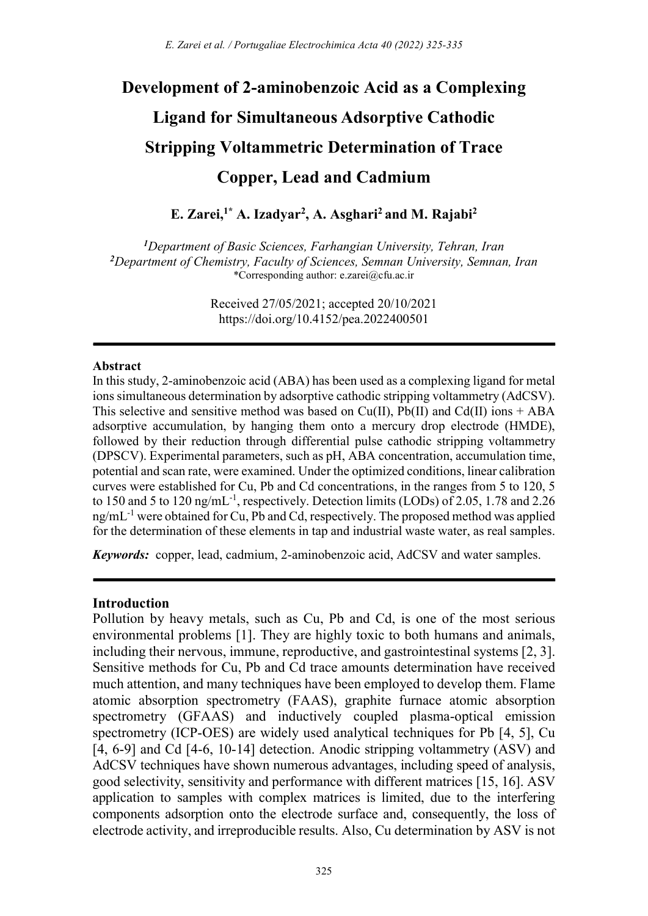# Development of 2-aminobenzoic Acid as a Complexing Ligand for Simultaneous Adsorptive Cathodic Stripping Voltammetric Determination of Trace Copper, Lead and Cadmium

**E. Zarei,[1*] A. Izadyar[2], A. Asghari[2] and M. Rajabi[2]**

*[1]Department of Basic Sciences, Farhangian University, Tehran, Iran*
*[2]Department of Chemistry, Faculty of Sciences, Semnan University, Semnan, Iran*
*Corresponding author: e.zarei@cfu.ac.ir

Received 27/05/2021; accepted 20/10/2021
https://doi.org/10.4152/pea.2022400501

---

### Abstract

In this study, 2-aminobenzoic acid (ABA) has been used as a complexing ligand for metal ions simultaneous determination by adsorptive cathodic stripping voltammetry (AdCSV). This selective and sensitive method was based on Cu(II), Pb(II) and Cd(II) ions + ABA adsorptive accumulation, by hanging them onto a mercury drop electrode (HMDE), followed by their reduction through differential pulse cathodic stripping voltammetry (DPSCV). Experimental parameters, such as pH, ABA concentration, accumulation time, potential and scan rate, were examined. Under the optimized conditions, linear calibration curves were established for Cu, Pb and Cd concentrations, in the ranges from 5 to 120, 5 to 150 and 5 to 120 ng/mL$^{-1}$, respectively. Detection limits (LODs) of 2.05, 1.78 and 2.26 ng/mL$^{-1}$ were obtained for Cu, Pb and Cd, respectively. The proposed method was applied for the determination of these elements in tap and industrial waste water, as real samples.

***Keywords:*** copper, lead, cadmium, 2-aminobenzoic acid, AdCSV and water samples.

---

### Introduction

Pollution by heavy metals, such as Cu, Pb and Cd, is one of the most serious environmental problems [1]. They are highly toxic to both humans and animals, including their nervous, immune, reproductive, and gastrointestinal systems [2, 3]. Sensitive methods for Cu, Pb and Cd trace amounts determination have received much attention, and many techniques have been employed to develop them. Flame atomic absorption spectrometry (FAAS), graphite furnace atomic absorption spectrometry (GFAAS) and inductively coupled plasma-optical emission spectrometry (ICP-OES) are widely used analytical techniques for Pb [4, 5], Cu [4, 6-9] and Cd [4-6, 10-14] detection. Anodic stripping voltammetry (ASV) and AdCSV techniques have shown numerous advantages, including speed of analysis, good selectivity, sensitivity and performance with different matrices [15, 16]. ASV application to samples with complex matrices is limited, due to the interfering components adsorption onto the electrode surface and, consequently, the loss of electrode activity, and irreproducible results. Also, Cu determination by ASV is not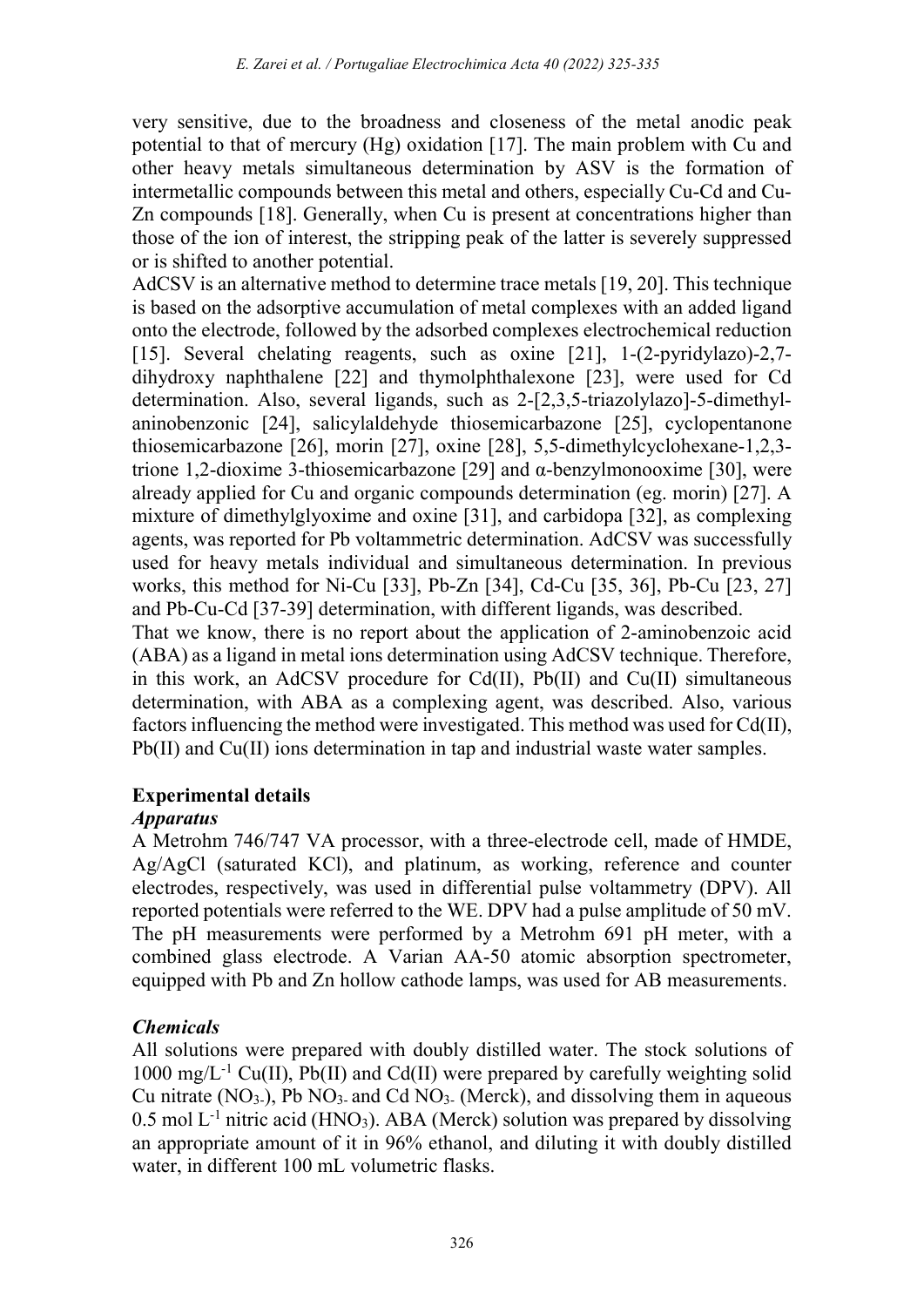very sensitive, due to the broadness and closeness of the metal anodic peak potential to that of mercury (Hg) oxidation [17]. The main problem with Cu and other heavy metals simultaneous determination by ASV is the formation of intermetallic compounds between this metal and others, especially Cu-Cd and Cu-Zn compounds [18]. Generally, when Cu is present at concentrations higher than those of the ion of interest, the stripping peak of the latter is severely suppressed or is shifted to another potential.

AdCSV is an alternative method to determine trace metals [19, 20]. This technique is based on the adsorptive accumulation of metal complexes with an added ligand onto the electrode, followed by the adsorbed complexes electrochemical reduction [15]. Several chelating reagents, such as oxine [21], 1-(2-pyridylazo)-2,7-dihydroxy naphthalene [22] and thymolphthalexone [23], were used for Cd determination. Also, several ligands, such as 2-[2,3,5-triazolylazo]-5-dimethyl-aninobenzonic [24], salicylaldehyde thiosemicarbazone [25], cyclopentanone thiosemicarbazone [26], morin [27], oxine [28], 5,5-dimethylcyclohexane-1,2,3-trione 1,2-dioxime 3-thiosemicarbazone [29] and α-benzylmonooxime [30], were already applied for Cu and organic compounds determination (eg. morin) [27]. A mixture of dimethylglyoxime and oxine [31], and carbidopa [32], as complexing agents, was reported for Pb voltammetric determination. AdCSV was successfully used for heavy metals individual and simultaneous determination. In previous works, this method for Ni-Cu [33], Pb-Zn [34], Cd-Cu [35, 36], Pb-Cu [23, 27] and Pb-Cu-Cd [37-39] determination, with different ligands, was described.

That we know, there is no report about the application of 2-aminobenzoic acid (ABA) as a ligand in metal ions determination using AdCSV technique. Therefore, in this work, an AdCSV procedure for Cd(II), Pb(II) and Cu(II) simultaneous determination, with ABA as a complexing agent, was described. Also, various factors influencing the method were investigated. This method was used for Cd(II), Pb(II) and Cu(II) ions determination in tap and industrial waste water samples.

## Experimental details

### *Apparatus*

A Metrohm 746/747 VA processor, with a three-electrode cell, made of HMDE, Ag/AgCl (saturated KCl), and platinum, as working, reference and counter electrodes, respectively, was used in differential pulse voltammetry (DPV). All reported potentials were referred to the WE. DPV had a pulse amplitude of 50 mV. The pH measurements were performed by a Metrohm 691 pH meter, with a combined glass electrode. A Varian AA-50 atomic absorption spectrometer, equipped with Pb and Zn hollow cathode lamps, was used for AB measurements.

### *Chemicals*

All solutions were prepared with doubly distilled water. The stock solutions of 1000 mg/L$^{-1}$ Cu(II), Pb(II) and Cd(II) were prepared by carefully weighting solid Cu nitrate ($NO_{3-}$), Pb $NO_{3-}$ and Cd $NO_{3-}$ (Merck), and dissolving them in aqueous 0.5 mol L$^{-1}$ nitric acid ($HNO_3$). ABA (Merck) solution was prepared by dissolving an appropriate amount of it in 96% ethanol, and diluting it with doubly distilled water, in different 100 mL volumetric flasks.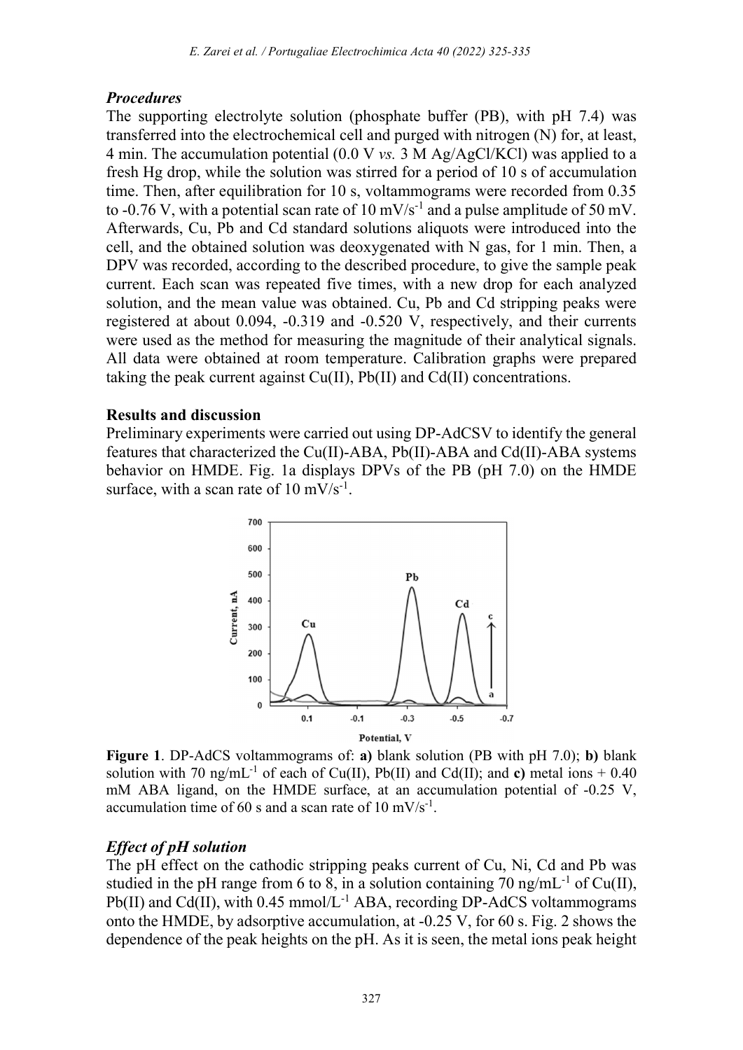### *Procedures*

The supporting electrolyte solution (phosphate buffer (PB), with pH 7.4) was transferred into the electrochemical cell and purged with nitrogen (N) for, at least, 4 min. The accumulation potential (0.0 V *vs.* 3 M Ag/AgCl/KCl) was applied to a fresh Hg drop, while the solution was stirred for a period of 10 s of accumulation time. Then, after equilibration for 10 s, voltammograms were recorded from 0.35 to -0.76 V, with a potential scan rate of 10 $mV/s^{-1}$ and a pulse amplitude of 50 mV. Afterwards, Cu, Pb and Cd standard solutions aliquots were introduced into the cell, and the obtained solution was deoxygenated with N gas, for 1 min. Then, a DPV was recorded, according to the described procedure, to give the sample peak current. Each scan was repeated five times, with a new drop for each analyzed solution, and the mean value was obtained. Cu, Pb and Cd stripping peaks were registered at about 0.094, -0.319 and -0.520 V, respectively, and their currents were used as the method for measuring the magnitude of their analytical signals. All data were obtained at room temperature. Calibration graphs were prepared taking the peak current against Cu(II), Pb(II) and Cd(II) concentrations.

## Results and discussion

Preliminary experiments were carried out using DP-AdCSV to identify the general features that characterized the Cu(II)-ABA, Pb(II)-ABA and Cd(II)-ABA systems behavior on HMDE. Fig. 1a displays DPVs of the PB (pH 7.0) on the HMDE surface, with a scan rate of 10 $mV/s^{-1}$.

**Figure 1**. DP-AdCS voltammograms of: **a)** blank solution (PB with pH 7.0); **b)** blank solution with 70 $ng/mL^{-1}$ of each of Cu(II), Pb(II) and Cd(II); and **c)** metal ions + 0.40 mM ABA ligand, on the HMDE surface, at an accumulation potential of -0.25 V, accumulation time of 60 s and a scan rate of 10 $mV/s^{-1}$.

### *Effect of pH solution*

The pH effect on the cathodic stripping peaks current of Cu, Ni, Cd and Pb was studied in the pH range from 6 to 8, in a solution containing 70 $ng/mL^{-1}$ of Cu(II), Pb(II) and Cd(II), with 0.45 $mmol/L^{-1}$ ABA, recording DP-AdCS voltammograms onto the HMDE, by adsorptive accumulation, at -0.25 V, for 60 s. Fig. 2 shows the dependence of the peak heights on the pH. As it is seen, the metal ions peak height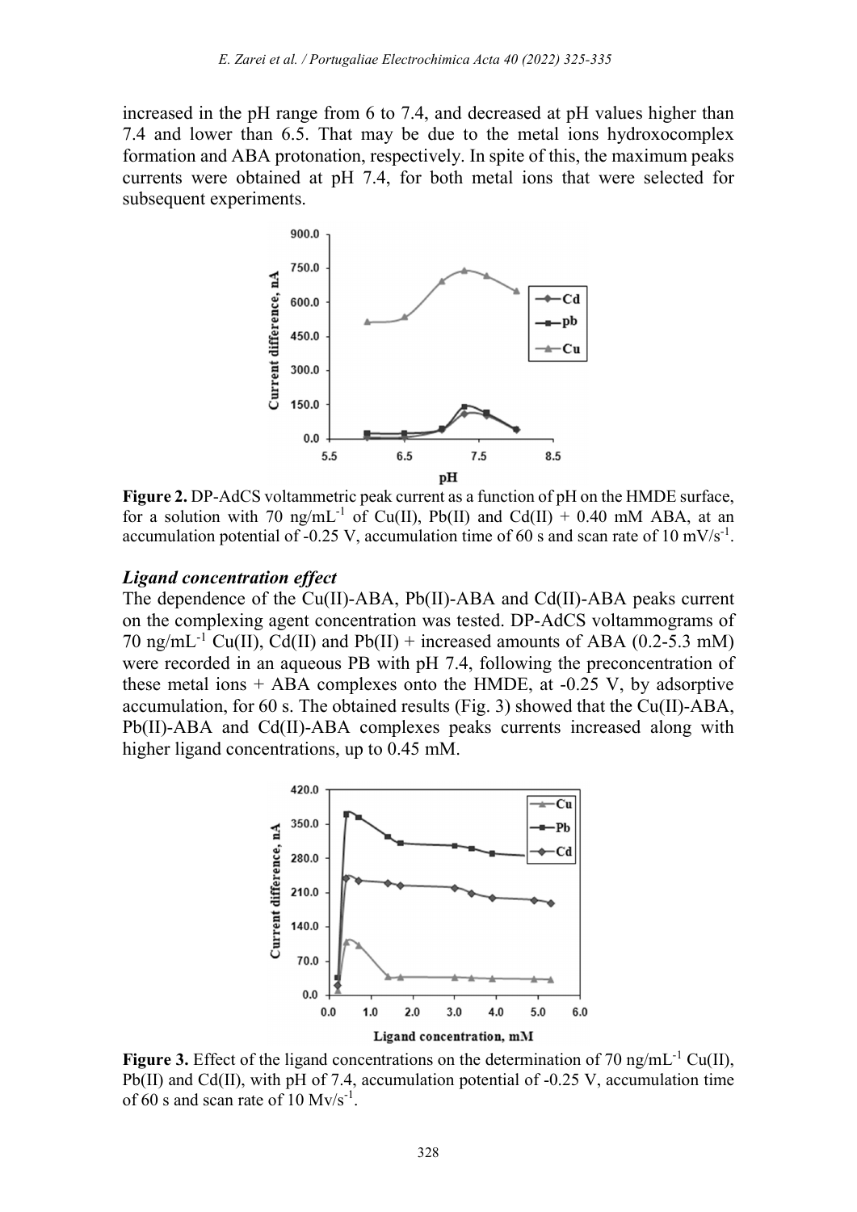increased in the pH range from 6 to 7.4, and decreased at pH values higher than 7.4 and lower than 6.5. That may be due to the metal ions hydroxocomplex formation and ABA protonation, respectively. In spite of this, the maximum peaks currents were obtained at pH 7.4, for both metal ions that were selected for subsequent experiments.

**Figure 2.** DP-AdCS voltammetric peak current as a function of pH on the HMDE surface, for a solution with 70 ng/mL$^{-1}$ of Cu(II), Pb(II) and Cd(II) + 0.40 mM ABA, at an accumulation potential of -0.25 V, accumulation time of 60 s and scan rate of 10 mV/s$^{-1}$.

### *Ligand concentration effect*

The dependence of the Cu(II)-ABA, Pb(II)-ABA and Cd(II)-ABA peaks current on the complexing agent concentration was tested. DP-AdCS voltammograms of 70 ng/mL$^{-1}$ Cu(II), Cd(II) and Pb(II) + increased amounts of ABA (0.2-5.3 mM) were recorded in an aqueous PB with pH 7.4, following the preconcentration of these metal ions + ABA complexes onto the HMDE, at -0.25 V, by adsorptive accumulation, for 60 s. The obtained results (Fig. 3) showed that the Cu(II)-ABA, Pb(II)-ABA and Cd(II)-ABA complexes peaks currents increased along with higher ligand concentrations, up to 0.45 mM.

**Figure 3.** Effect of the ligand concentrations on the determination of 70 ng/mL$^{-1}$ Cu(II), Pb(II) and Cd(II), with pH of 7.4, accumulation potential of -0.25 V, accumulation time of 60 s and scan rate of 10 Mv/s$^{-1}$.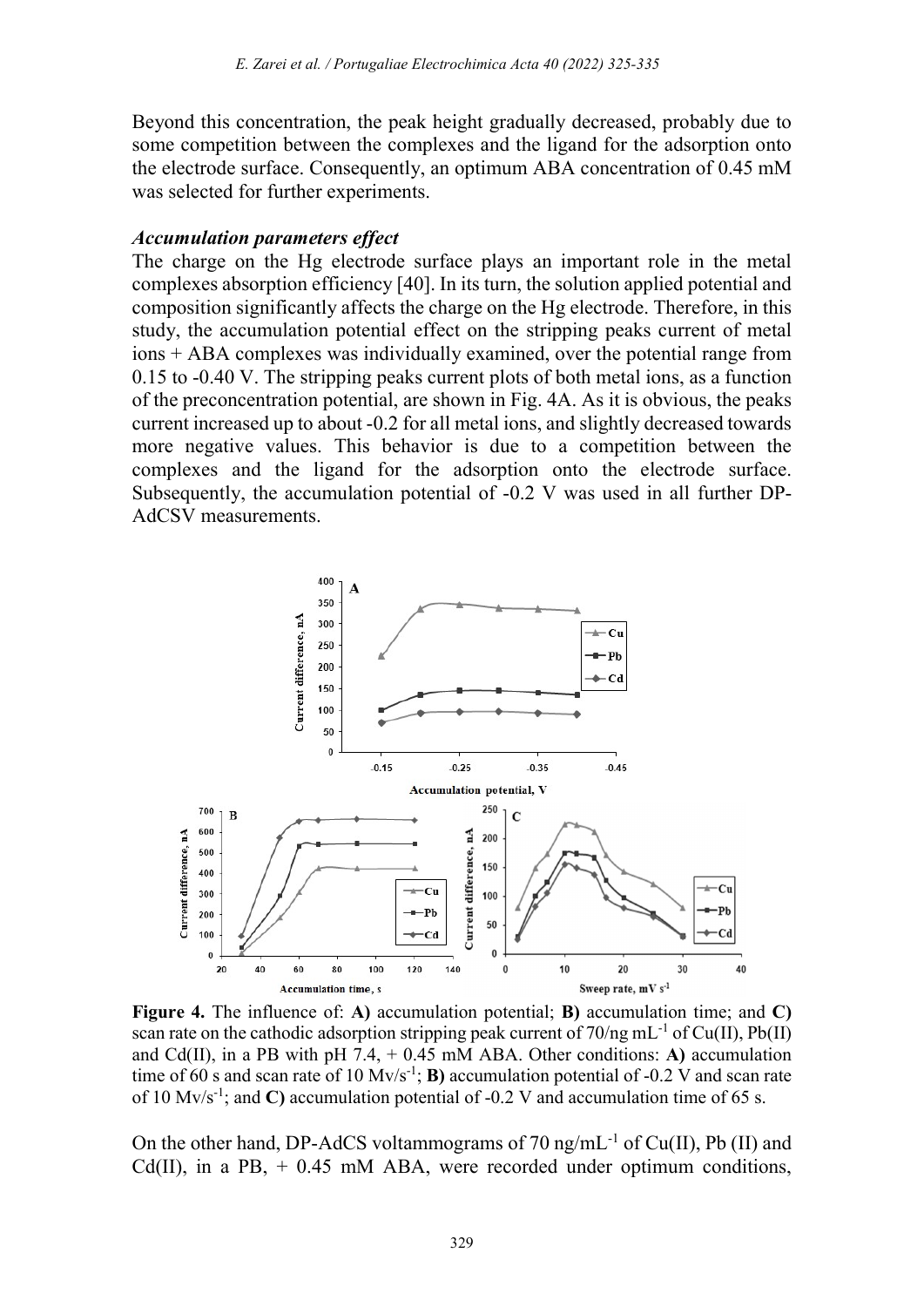Beyond this concentration, the peak height gradually decreased, probably due to some competition between the complexes and the ligand for the adsorption onto the electrode surface. Consequently, an optimum ABA concentration of 0.45 mM was selected for further experiments.

### *Accumulation parameters effect*

The charge on the Hg electrode surface plays an important role in the metal complexes absorption efficiency [40]. In its turn, the solution applied potential and composition significantly affects the charge on the Hg electrode. Therefore, in this study, the accumulation potential effect on the stripping peaks current of metal ions + ABA complexes was individually examined, over the potential range from 0.15 to -0.40 V. The stripping peaks current plots of both metal ions, as a function of the preconcentration potential, are shown in Fig. 4A. As it is obvious, the peaks current increased up to about -0.2 for all metal ions, and slightly decreased towards more negative values. This behavior is due to a competition between the complexes and the ligand for the adsorption onto the electrode surface. Subsequently, the accumulation potential of -0.2 V was used in all further DP-AdCSV measurements.

**Figure 4.** The influence of: **A)** accumulation potential; **B)** accumulation time; and **C)** scan rate on the cathodic adsorption stripping peak current of 70/ng $mL^{-1}$ of Cu(II), Pb(II) and Cd(II), in a PB with pH 7.4, + 0.45 mM ABA. Other conditions: **A)** accumulation time of 60 s and scan rate of 10 $Mv/s^{-1}$; **B)** accumulation potential of -0.2 V and scan rate of 10 $Mv/s^{-1}$; and **C)** accumulation potential of -0.2 V and accumulation time of 65 s.

On the other hand, DP-AdCS voltammograms of 70 ng/$mL^{-1}$ of Cu(II), Pb (II) and Cd(II), in a PB, + 0.45 mM ABA, were recorded under optimum conditions,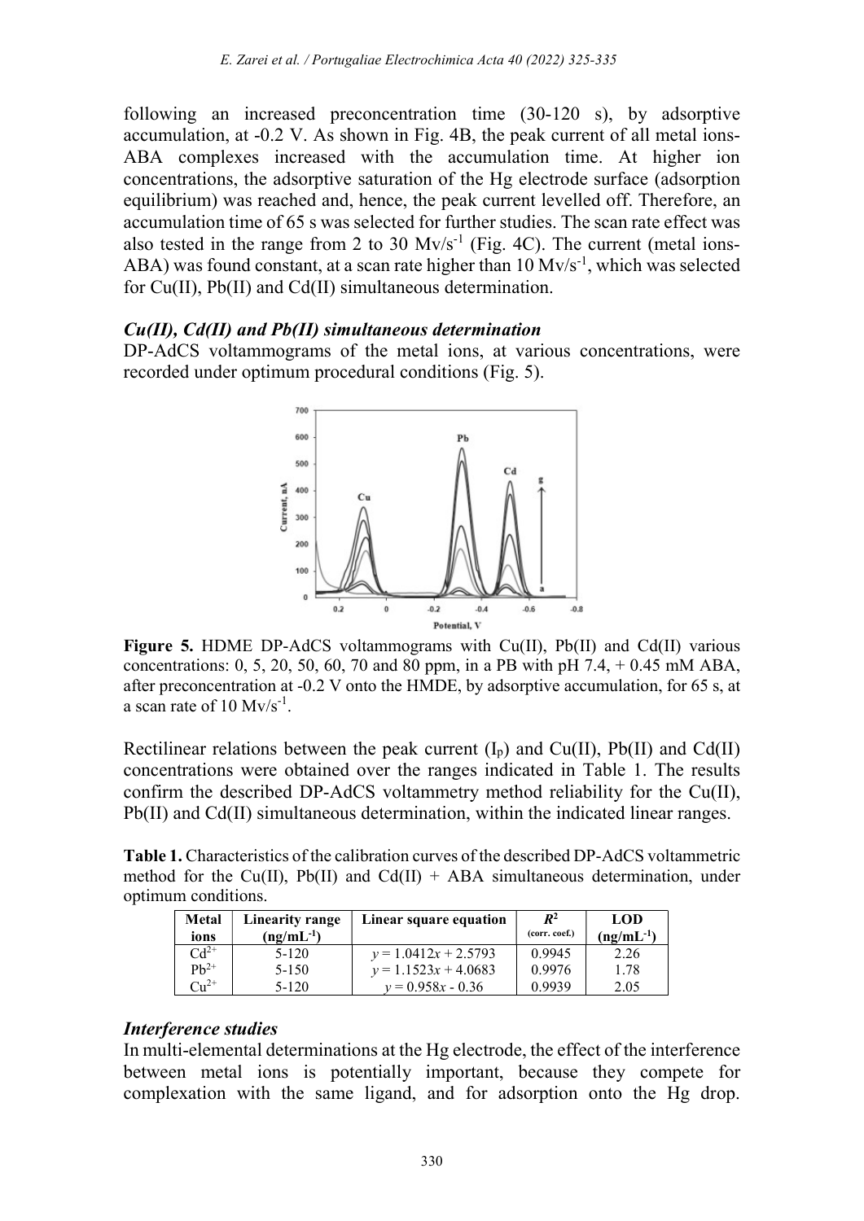following an increased preconcentration time (30-120 s), by adsorptive accumulation, at -0.2 V. As shown in Fig. 4B, the peak current of all metal ions-ABA complexes increased with the accumulation time. At higher ion concentrations, the adsorptive saturation of the Hg electrode surface (adsorption equilibrium) was reached and, hence, the peak current levelled off. Therefore, an accumulation time of 65 s was selected for further studies. The scan rate effect was also tested in the range from 2 to 30 $Mv/s^{-1}$ (Fig. 4C). The current (metal ions-ABA) was found constant, at a scan rate higher than 10 $Mv/s^{-1}$, which was selected for Cu(II), Pb(II) and Cd(II) simultaneous determination.

### *Cu(II), Cd(II) and Pb(II) simultaneous determination*

DP-AdCS voltammograms of the metal ions, at various concentrations, were recorded under optimum procedural conditions (Fig. 5).

**Figure 5.** HDME DP-AdCS voltammograms with Cu(II), Pb(II) and Cd(II) various concentrations: 0, 5, 20, 50, 60, 70 and 80 ppm, in a PB with pH 7.4, + 0.45 mM ABA, after preconcentration at -0.2 V onto the HMDE, by adsorptive accumulation, for 65 s, at a scan rate of 10 $Mv/s^{-1}$.

Rectilinear relations between the peak current ($I_p$) and Cu(II), Pb(II) and Cd(II) concentrations were obtained over the ranges indicated in Table 1. The results confirm the described DP-AdCS voltammetry method reliability for the Cu(II), Pb(II) and Cd(II) simultaneous determination, within the indicated linear ranges.

**Table 1.** Characteristics of the calibration curves of the described DP-AdCS voltammetric method for the Cu(II), Pb(II) and Cd(II) + ABA simultaneous determination, under optimum conditions.

| Metal ions | Linearity range ($ng/mL^{-1}$) | Linear square equation | $R^2$ (corr. coef.) | LOD ($ng/mL^{-1}$) |
|---|---|---|---|---|
| $Cd^{2+}$ | 5-120 | $y = 1.0412x + 2.5793$ | 0.9945 | 2.26 |
| $Pb^{2+}$ | 5-150 | $y = 1.1523x + 4.0683$ | 0.9976 | 1.78 |
| $Cu^{2+}$ | 5-120 | $y = 0.958x - 0.36$ | 0.9939 | 2.05 |

### *Interference studies*

In multi-elemental determinations at the Hg electrode, the effect of the interference between metal ions is potentially important, because they compete for complexation with the same ligand, and for adsorption onto the Hg drop.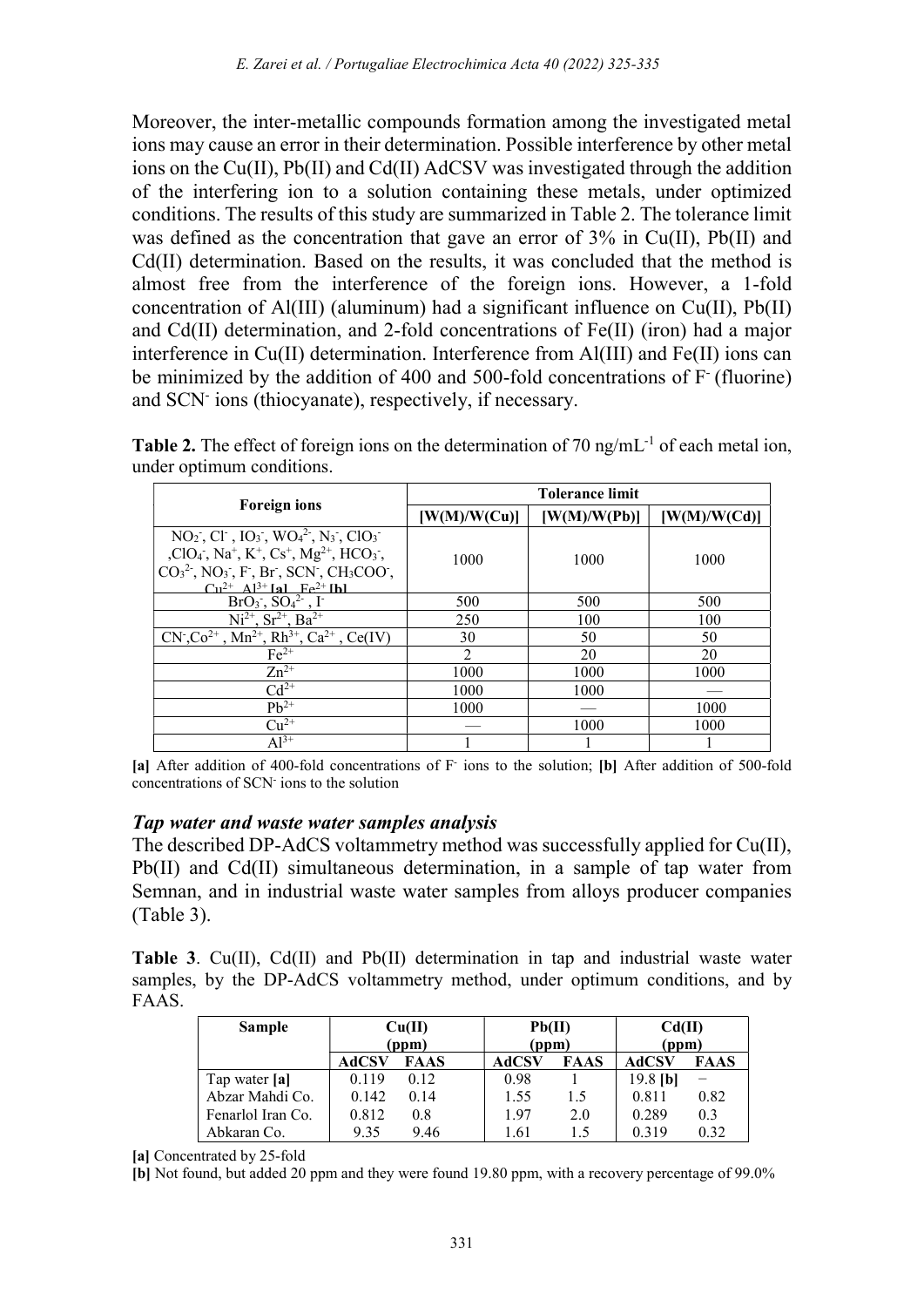Moreover, the inter-metallic compounds formation among the investigated metal ions may cause an error in their determination. Possible interference by other metal ions on the Cu(II), Pb(II) and Cd(II) AdCSV was investigated through the addition of the interfering ion to a solution containing these metals, under optimized conditions. The results of this study are summarized in Table 2. The tolerance limit was defined as the concentration that gave an error of 3% in Cu(II), Pb(II) and Cd(II) determination. Based on the results, it was concluded that the method is almost free from the interference of the foreign ions. However, a 1-fold concentration of Al(III) (aluminum) had a significant influence on Cu(II), Pb(II) and Cd(II) determination, and 2-fold concentrations of Fe(II) (iron) had a major interference in Cu(II) determination. Interference from Al(III) and Fe(II) ions can be minimized by the addition of 400 and 500-fold concentrations of $F^-$ (fluorine) and $SCN^-$ ions (thiocyanate), respectively, if necessary.

**Table 2.** The effect of foreign ions on the determination of 70 ng/mL$^{-1}$ of each metal ion, under optimum conditions.

| Foreign ions | Tolerance limit | | |
|---|---|---|---|
| | [W(M)/W(Cu)] | [W(M)/W(Pb)] | [W(M)/W(Cd)] |
| $NO_2^-$, $Cl^-$, $IO_3^-$, $WO_4^{2-}$, $N_3^-$, $ClO_3^-$, $ClO_4^-$, $Na^+$, $K^+$, $Cs^+$, $Mg^{2+}$, $HCO_3^-$, $CO_3^{2-}$, $NO_3^-$, $F^-$, $Br^-$, $SCN^-$, $CH_3COO^-$, $Cu^{2+}$, $Al^{3+}$ [a], $Fe^{2+}$ [b] | 1000 | 1000 | 1000 |
| $BrO_3^-$, $SO_4^{2-}$, $I^-$ | 500 | 500 | 500 |
| $Ni^{2+}$, $Sr^{2+}$, $Ba^{2+}$ | 250 | 100 | 100 |
| $CN^-$, $Co^{2+}$, $Mn^{2+}$, $Rh^{3+}$, $Ca^{2+}$, Ce(IV) | 30 | 50 | 50 |
| $Fe^{2+}$ | 2 | 20 | 20 |
| $Zn^{2+}$ | 1000 | 1000 | 1000 |
| $Cd^{2+}$ | 1000 | 1000 | — |
| $Pb^{2+}$ | 1000 | — | 1000 |
| $Cu^{2+}$ | — | 1000 | 1000 |
| $Al^{3+}$ | 1 | 1 | 1 |

**[a]** After addition of 400-fold concentrations of $F^-$ ions to the solution; **[b]** After addition of 500-fold concentrations of $SCN^-$ ions to the solution

### *Tap water and waste water samples analysis*

The described DP-AdCS voltammetry method was successfully applied for Cu(II), Pb(II) and Cd(II) simultaneous determination, in a sample of tap water from Semnan, and in industrial waste water samples from alloys producer companies (Table 3).

**Table 3**. Cu(II), Cd(II) and Pb(II) determination in tap and industrial waste water samples, by the DP-AdCS voltammetry method, under optimum conditions, and by FAAS.

| Sample | Cu(II) (ppm) | | Pb(II) (ppm) | | Cd(II) (ppm) | |
|---|---|---|---|---|---|---|
| | AdCSV | FAAS | AdCSV | FAAS | AdCSV | FAAS |
| Tap water [a] | 0.119 | 0.12 | 0.98 | 1 | 19.8 [b] | – |
| Abzar Mahdi Co. | 0.142 | 0.14 | 1.55 | 1.5 | 0.811 | 0.82 |
| Fenarlol Iran Co. | 0.812 | 0.8 | 1.97 | 2.0 | 0.289 | 0.3 |
| Abkaran Co. | 9.35 | 9.46 | 1.61 | 1.5 | 0.319 | 0.32 |

**[a]** Concentrated by 25-fold
**[b]** Not found, but added 20 ppm and they were found 19.80 ppm, with a recovery percentage of 99.0%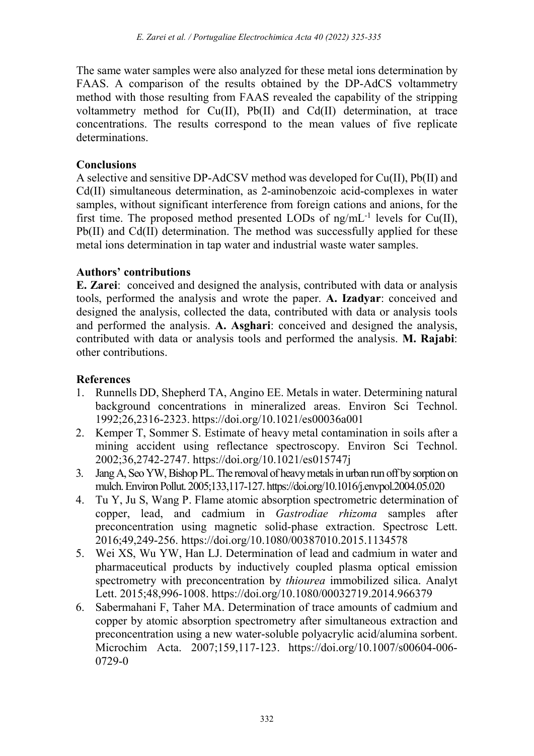The same water samples were also analyzed for these metal ions determination by FAAS. A comparison of the results obtained by the DP-AdCS voltammetry method with those resulting from FAAS revealed the capability of the stripping voltammetry method for Cu(II), Pb(II) and Cd(II) determination, at trace concentrations. The results correspond to the mean values of five replicate determinations.

## Conclusions

A selective and sensitive DP-AdCSV method was developed for Cu(II), Pb(II) and Cd(II) simultaneous determination, as 2-aminobenzoic acid-complexes in water samples, without significant interference from foreign cations and anions, for the first time. The proposed method presented LODs of $ng/mL^{-1}$ levels for Cu(II), Pb(II) and Cd(II) determination. The method was successfully applied for these metal ions determination in tap water and industrial waste water samples.

## Authors' contributions

**E. Zarei**: conceived and designed the analysis, contributed with data or analysis tools, performed the analysis and wrote the paper. **A. Izadyar**: conceived and designed the analysis, collected the data, contributed with data or analysis tools and performed the analysis. **A. Asghari**: conceived and designed the analysis, contributed with data or analysis tools and performed the analysis. **M. Rajabi**: other contributions.

## References

1. Runnells DD, Shepherd TA, Angino EE. Metals in water. Determining natural background concentrations in mineralized areas. Environ Sci Technol. 1992;26,2316-2323. https://doi.org/10.1021/es00036a001
2. Kemper T, Sommer S. Estimate of heavy metal contamination in soils after a mining accident using reflectance spectroscopy. Environ Sci Technol. 2002;36,2742-2747. https://doi.org/10.1021/es015747j
3. Jang A, Seo YW, Bishop PL. The removal of heavy metals in urban run off by sorption on mulch. Environ Pollut. 2005;133,117-127. https://doi.org/10.1016/j.envpol.2004.05.020
4. Tu Y, Ju S, Wang P. Flame atomic absorption spectrometric determination of copper, lead, and cadmium in *Gastrodiae rhizoma* samples after preconcentration using magnetic solid-phase extraction. Spectrosc Lett. 2016;49,249-256. https://doi.org/10.1080/00387010.2015.1134578
5. Wei XS, Wu YW, Han LJ. Determination of lead and cadmium in water and pharmaceutical products by inductively coupled plasma optical emission spectrometry with preconcentration by *thiourea* immobilized silica. Analyt Lett. 2015;48,996-1008. https://doi.org/10.1080/00032719.2014.966379
6. Sabermahani F, Taher MA. Determination of trace amounts of cadmium and copper by atomic absorption spectrometry after simultaneous extraction and preconcentration using a new water-soluble polyacrylic acid/alumina sorbent. Microchim Acta. 2007;159,117-123. https://doi.org/10.1007/s00604-006-0729-0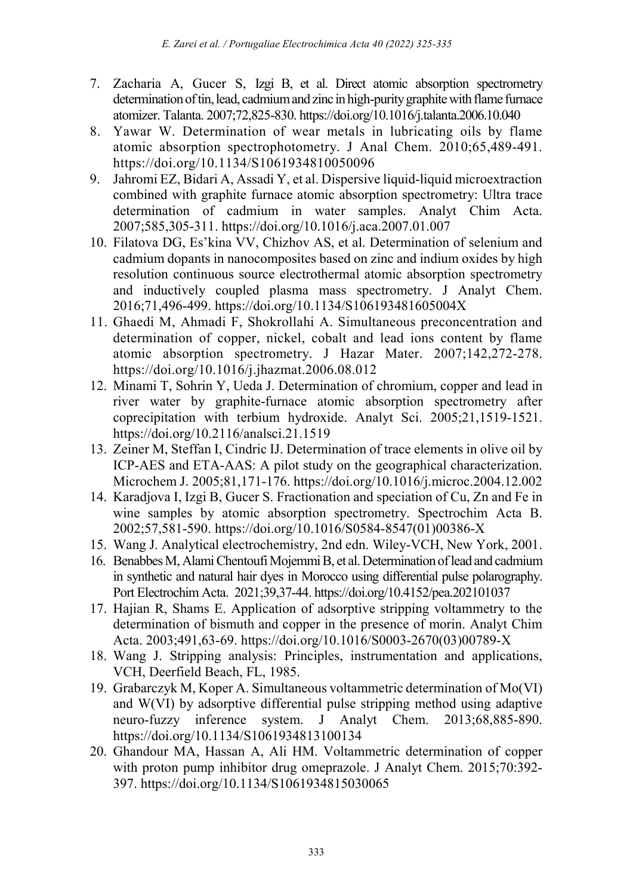7. Zacharia A, Gucer S, Izgi B, et al. Direct atomic absorption spectrometry determination of tin, lead, cadmium and zinc in high-purity graphite with flame furnace atomizer. Talanta. 2007;72,825-830. https://doi.org/10.1016/j.talanta.2006.10.040
8. Yawar W. Determination of wear metals in lubricating oils by flame atomic absorption spectrophotometry. J Anal Chem. 2010;65,489-491. https://doi.org/10.1134/S1061934810050096
9. Jahromi EZ, Bidari A, Assadi Y, et al. Dispersive liquid-liquid microextraction combined with graphite furnace atomic absorption spectrometry: Ultra trace determination of cadmium in water samples. Analyt Chim Acta. 2007;585,305-311. https://doi.org/10.1016/j.aca.2007.01.007
10. Filatova DG, Es'kina VV, Chizhov AS, et al. Determination of selenium and cadmium dopants in nanocomposites based on zinc and indium oxides by high resolution continuous source electrothermal atomic absorption spectrometry and inductively coupled plasma mass spectrometry. J Analyt Chem. 2016;71,496-499. https://doi.org/10.1134/S106193481605004X
11. Ghaedi M, Ahmadi F, Shokrollahi A. Simultaneous preconcentration and determination of copper, nickel, cobalt and lead ions content by flame atomic absorption spectrometry. J Hazar Mater. 2007;142,272-278. https://doi.org/10.1016/j.jhazmat.2006.08.012
12. Minami T, Sohrin Y, Ueda J. Determination of chromium, copper and lead in river water by graphite-furnace atomic absorption spectrometry after coprecipitation with terbium hydroxide. Analyt Sci. 2005;21,1519-1521. https://doi.org/10.2116/analsci.21.1519
13. Zeiner M, Steffan I, Cindric IJ. Determination of trace elements in olive oil by ICP-AES and ETA-AAS: A pilot study on the geographical characterization. Microchem J. 2005;81,171-176. https://doi.org/10.1016/j.microc.2004.12.002
14. Karadjova I, Izgi B, Gucer S. Fractionation and speciation of Cu, Zn and Fe in wine samples by atomic absorption spectrometry. Spectrochim Acta B. 2002;57,581-590. https://doi.org/10.1016/S0584-8547(01)00386-X
15. Wang J. Analytical electrochemistry, 2nd edn. Wiley-VCH, New York, 2001.
16. Benabbes M, Alami Chentoufi Mojemmi B, et al. Determination of lead and cadmium in synthetic and natural hair dyes in Morocco using differential pulse polarography. Port Electrochim Acta. 2021;39,37-44. https://doi.org/10.4152/pea.202101037
17. Hajian R, Shams E. Application of adsorptive stripping voltammetry to the determination of bismuth and copper in the presence of morin. Analyt Chim Acta. 2003;491,63-69. https://doi.org/10.1016/S0003-2670(03)00789-X
18. Wang J. Stripping analysis: Principles, instrumentation and applications, VCH, Deerfield Beach, FL, 1985.
19. Grabarczyk M, Koper A. Simultaneous voltammetric determination of Mo(VI) and W(VI) by adsorptive differential pulse stripping method using adaptive neuro-fuzzy inference system. J Analyt Chem. 2013;68,885-890. https://doi.org/10.1134/S1061934813100134
20. Ghandour MA, Hassan A, Ali HM. Voltammetric determination of copper with proton pump inhibitor drug omeprazole. J Analyt Chem. 2015;70:392-397. https://doi.org/10.1134/S1061934815030065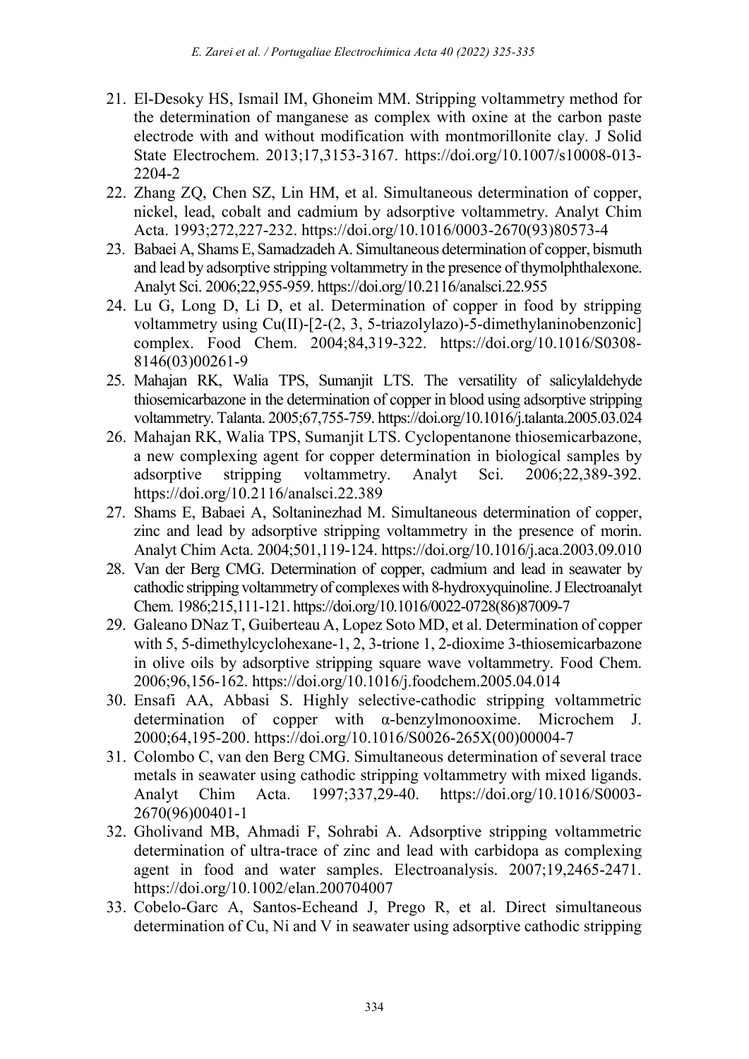21. El-Desoky HS, Ismail IM, Ghoneim MM. Stripping voltammetry method for the determination of manganese as complex with oxine at the carbon paste electrode with and without modification with montmorillonite clay. J Solid State Electrochem. 2013;17,3153-3167. https://doi.org/10.1007/s10008-013-2204-2
22. Zhang ZQ, Chen SZ, Lin HM, et al. Simultaneous determination of copper, nickel, lead, cobalt and cadmium by adsorptive voltammetry. Analyt Chim Acta. 1993;272,227-232. https://doi.org/10.1016/0003-2670(93)80573-4
23. Babaei A, Shams E, Samadzadeh A. Simultaneous determination of copper, bismuth and lead by adsorptive stripping voltammetry in the presence of thymolphthalexone. Analyt Sci. 2006;22,955-959. https://doi.org/10.2116/analsci.22.955
24. Lu G, Long D, Li D, et al. Determination of copper in food by stripping voltammetry using Cu(II)-[2-(2, 3, 5-triazolylazo)-5-dimethylaninobenzonic] complex. Food Chem. 2004;84,319-322. https://doi.org/10.1016/S0308-8146(03)00261-9
25. Mahajan RK, Walia TPS, Sumanjit LTS. The versatility of salicylaldehyde thiosemicarbazone in the determination of copper in blood using adsorptive stripping voltammetry. Talanta. 2005;67,755-759. https://doi.org/10.1016/j.talanta.2005.03.024
26. Mahajan RK, Walia TPS, Sumanjit LTS. Cyclopentanone thiosemicarbazone, a new complexing agent for copper determination in biological samples by adsorptive stripping voltammetry. Analyt Sci. 2006;22,389-392. https://doi.org/10.2116/analsci.22.389
27. Shams E, Babaei A, Soltaninezhad M. Simultaneous determination of copper, zinc and lead by adsorptive stripping voltammetry in the presence of morin. Analyt Chim Acta. 2004;501,119-124. https://doi.org/10.1016/j.aca.2003.09.010
28. Van der Berg CMG. Determination of copper, cadmium and lead in seawater by cathodic stripping voltammetry of complexes with 8-hydroxyquinoline. J Electroanalyt Chem. 1986;215,111-121. https://doi.org/10.1016/0022-0728(86)87009-7
29. Galeano DNaz T, Guiberteau A, Lopez Soto MD, et al. Determination of copper with 5, 5-dimethylcyclohexane-1, 2, 3-trione 1, 2-dioxime 3-thiosemicarbazone in olive oils by adsorptive stripping square wave voltammetry. Food Chem. 2006;96,156-162. https://doi.org/10.1016/j.foodchem.2005.04.014
30. Ensafi AA, Abbasi S. Highly selective-cathodic stripping voltammetric determination of copper with α-benzylmonooxime. Microchem J. 2000;64,195-200. https://doi.org/10.1016/S0026-265X(00)00004-7
31. Colombo C, van den Berg CMG. Simultaneous determination of several trace metals in seawater using cathodic stripping voltammetry with mixed ligands. Analyt Chim Acta. 1997;337,29-40. https://doi.org/10.1016/S0003-2670(96)00401-1
32. Gholivand MB, Ahmadi F, Sohrabi A. Adsorptive stripping voltammetric determination of ultra-trace of zinc and lead with carbidopa as complexing agent in food and water samples. Electroanalysis. 2007;19,2465-2471. https://doi.org/10.1002/elan.200704007
33. Cobelo-Garc A, Santos-Echeand J, Prego R, et al. Direct simultaneous determination of Cu, Ni and V in seawater using adsorptive cathodic stripping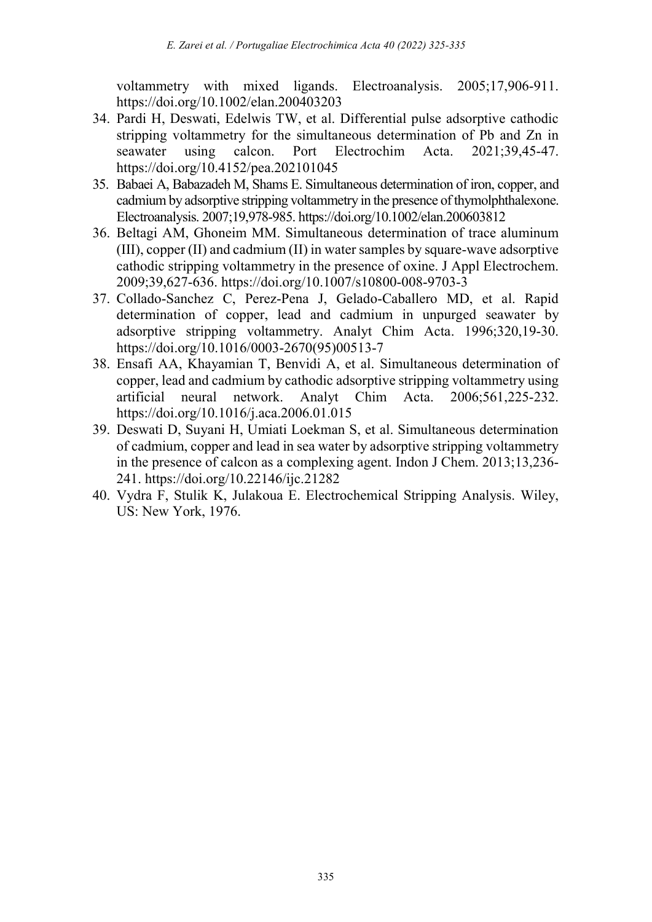voltammetry with mixed ligands. Electroanalysis. 2005;17,906-911. https://doi.org/10.1002/elan.200403203

34. Pardi H, Deswati, Edelwis TW, et al. Differential pulse adsorptive cathodic stripping voltammetry for the simultaneous determination of Pb and Zn in seawater using calcon. Port Electrochim Acta. 2021;39,45-47. https://doi.org/10.4152/pea.202101045
35. Babaei A, Babazadeh M, Shams E. Simultaneous determination of iron, copper, and cadmium by adsorptive stripping voltammetry in the presence of thymolphthalexone. Electroanalysis. 2007;19,978-985. https://doi.org/10.1002/elan.200603812
36. Beltagi AM, Ghoneim MM. Simultaneous determination of trace aluminum (III), copper (II) and cadmium (II) in water samples by square-wave adsorptive cathodic stripping voltammetry in the presence of oxine. J Appl Electrochem. 2009;39,627-636. https://doi.org/10.1007/s10800-008-9703-3
37. Collado-Sanchez C, Perez-Pena J, Gelado-Caballero MD, et al. Rapid determination of copper, lead and cadmium in unpurged seawater by adsorptive stripping voltammetry. Analyt Chim Acta. 1996;320,19-30. https://doi.org/10.1016/0003-2670(95)00513-7
38. Ensafi AA, Khayamian T, Benvidi A, et al. Simultaneous determination of copper, lead and cadmium by cathodic adsorptive stripping voltammetry using artificial neural network. Analyt Chim Acta. 2006;561,225-232. https://doi.org/10.1016/j.aca.2006.01.015
39. Deswati D, Suyani H, Umiati Loekman S, et al. Simultaneous determination of cadmium, copper and lead in sea water by adsorptive stripping voltammetry in the presence of calcon as a complexing agent. Indon J Chem. 2013;13,236-241. https://doi.org/10.22146/ijc.21282
40. Vydra F, Stulik K, Julakoua E. Electrochemical Stripping Analysis. Wiley, US: New York, 1976.